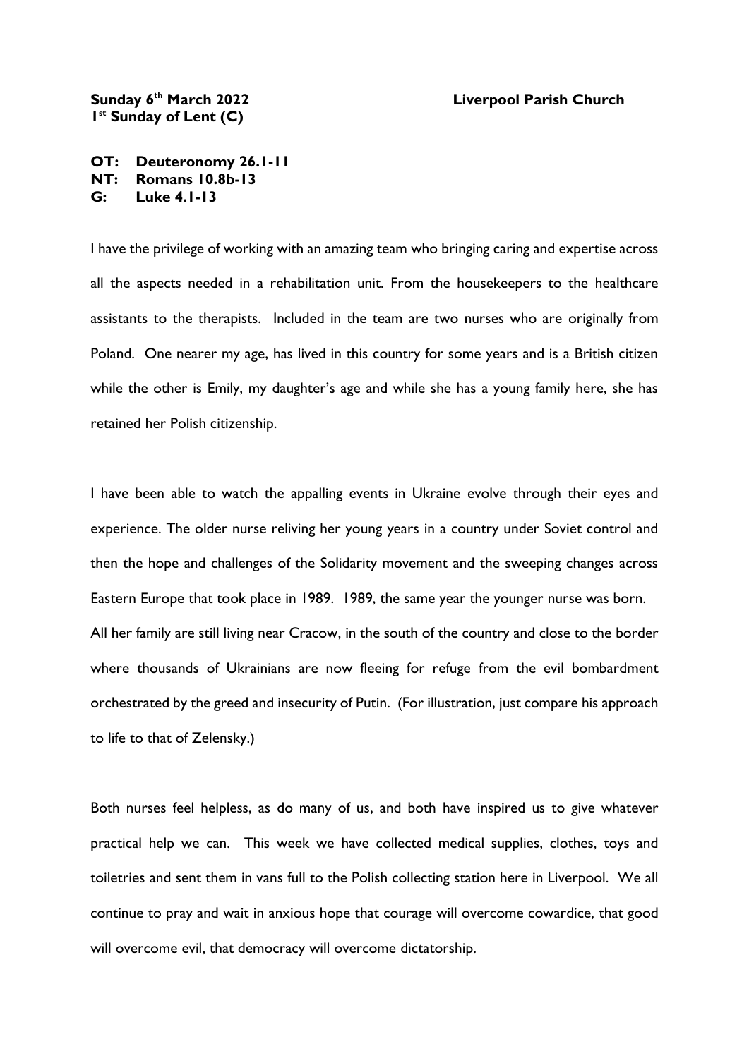**Sunday 6th March 2022** **Liverpool Parish Church**
**1st Sunday of Lent (C)**

**OT: Deuteronomy 26.1-11**
**NT: Romans 10.8b-13**
**G: Luke 4.1-13**

I have the privilege of working with an amazing team who bringing caring and expertise across all the aspects needed in a rehabilitation unit. From the housekeepers to the healthcare assistants to the therapists. Included in the team are two nurses who are originally from Poland. One nearer my age, has lived in this country for some years and is a British citizen while the other is Emily, my daughter's age and while she has a young family here, she has retained her Polish citizenship.

I have been able to watch the appalling events in Ukraine evolve through their eyes and experience. The older nurse reliving her young years in a country under Soviet control and then the hope and challenges of the Solidarity movement and the sweeping changes across Eastern Europe that took place in 1989. 1989, the same year the younger nurse was born. All her family are still living near Cracow, in the south of the country and close to the border where thousands of Ukrainians are now fleeing for refuge from the evil bombardment orchestrated by the greed and insecurity of Putin. (For illustration, just compare his approach to life to that of Zelensky.)

Both nurses feel helpless, as do many of us, and both have inspired us to give whatever practical help we can. This week we have collected medical supplies, clothes, toys and toiletries and sent them in vans full to the Polish collecting station here in Liverpool. We all continue to pray and wait in anxious hope that courage will overcome cowardice, that good will overcome evil, that democracy will overcome dictatorship.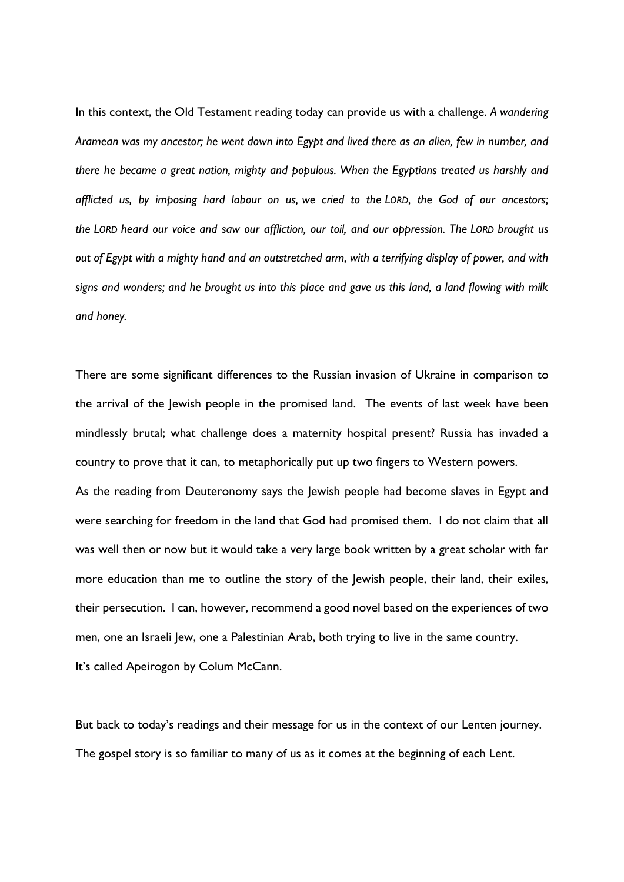In this context, the Old Testament reading today can provide us with a challenge. *A wandering Aramean was my ancestor; he went down into Egypt and lived there as an alien, few in number, and there he became a great nation, mighty and populous. When the Egyptians treated us harshly and afflicted us, by imposing hard labour on us, we cried to the LORD, the God of our ancestors; the LORD heard our voice and saw our affliction, our toil, and our oppression. The LORD brought us out of Egypt with a mighty hand and an outstretched arm, with a terrifying display of power, and with signs and wonders; and he brought us into this place and gave us this land, a land flowing with milk and honey.*

There are some significant differences to the Russian invasion of Ukraine in comparison to the arrival of the Jewish people in the promised land. The events of last week have been mindlessly brutal; what challenge does a maternity hospital present? Russia has invaded a country to prove that it can, to metaphorically put up two fingers to Western powers.

As the reading from Deuteronomy says the Jewish people had become slaves in Egypt and were searching for freedom in the land that God had promised them. I do not claim that all was well then or now but it would take a very large book written by a great scholar with far more education than me to outline the story of the Jewish people, their land, their exiles, their persecution. I can, however, recommend a good novel based on the experiences of two men, one an Israeli Jew, one a Palestinian Arab, both trying to live in the same country.

It's called Apeirogon by Colum McCann.

But back to today's readings and their message for us in the context of our Lenten journey.

The gospel story is so familiar to many of us as it comes at the beginning of each Lent.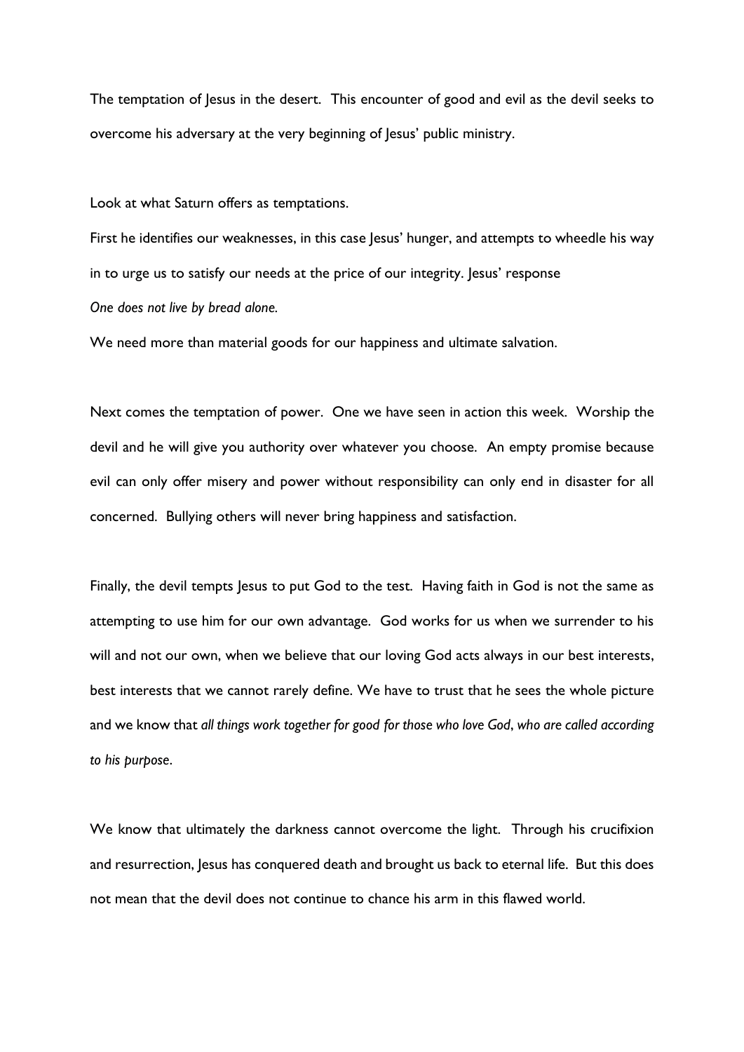The temptation of Jesus in the desert. This encounter of good and evil as the devil seeks to overcome his adversary at the very beginning of Jesus' public ministry.

Look at what Saturn offers as temptations.

First he identifies our weaknesses, in this case Jesus' hunger, and attempts to wheedle his way in to urge us to satisfy our needs at the price of our integrity. Jesus' response

*One does not live by bread alone.*

We need more than material goods for our happiness and ultimate salvation.

Next comes the temptation of power. One we have seen in action this week. Worship the devil and he will give you authority over whatever you choose. An empty promise because evil can only offer misery and power without responsibility can only end in disaster for all concerned. Bullying others will never bring happiness and satisfaction.

Finally, the devil tempts Jesus to put God to the test. Having faith in God is not the same as attempting to use him for our own advantage. God works for us when we surrender to his will and not our own, when we believe that our loving God acts always in our best interests, best interests that we cannot rarely define. We have to trust that he sees the whole picture and we know that *all things work together for good for those who love God, who are called according to his purpose*.

We know that ultimately the darkness cannot overcome the light. Through his crucifixion and resurrection, Jesus has conquered death and brought us back to eternal life. But this does not mean that the devil does not continue to chance his arm in this flawed world.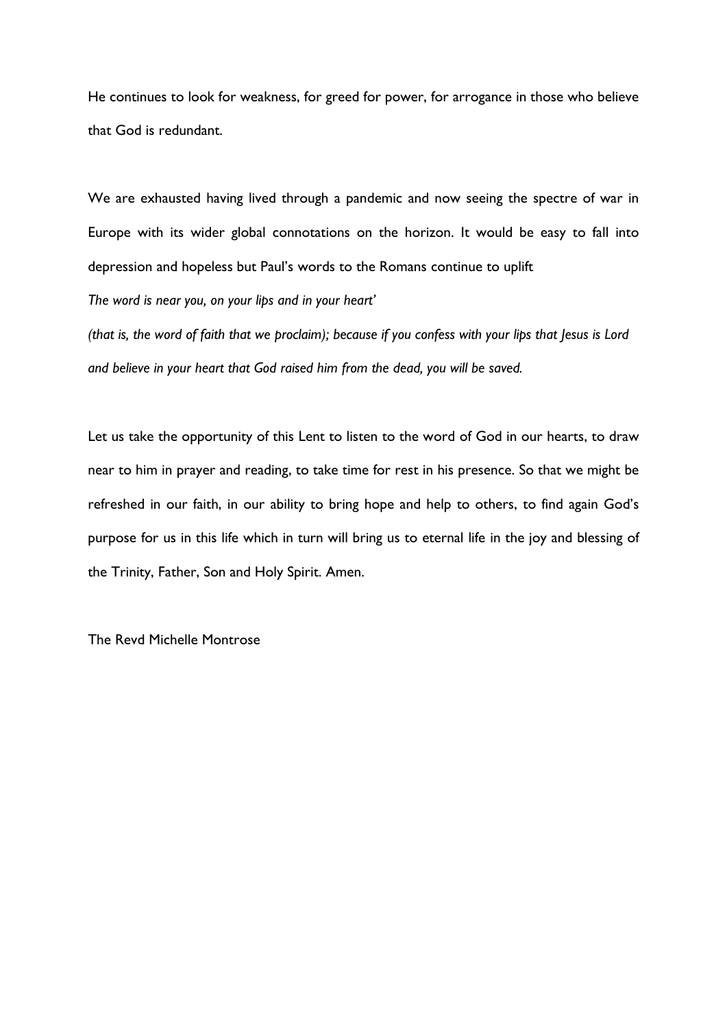He continues to look for weakness, for greed for power, for arrogance in those who believe that God is redundant.

We are exhausted having lived through a pandemic and now seeing the spectre of war in Europe with its wider global connotations on the horizon. It would be easy to fall into depression and hopeless but Paul's words to the Romans continue to uplift

*The word is near you, on your lips and in your heart'*

*(that is, the word of faith that we proclaim); because if you confess with your lips that Jesus is Lord and believe in your heart that God raised him from the dead, you will be saved.*

Let us take the opportunity of this Lent to listen to the word of God in our hearts, to draw near to him in prayer and reading, to take time for rest in his presence. So that we might be refreshed in our faith, in our ability to bring hope and help to others, to find again God's purpose for us in this life which in turn will bring us to eternal life in the joy and blessing of the Trinity, Father, Son and Holy Spirit. Amen.

The Revd Michelle Montrose